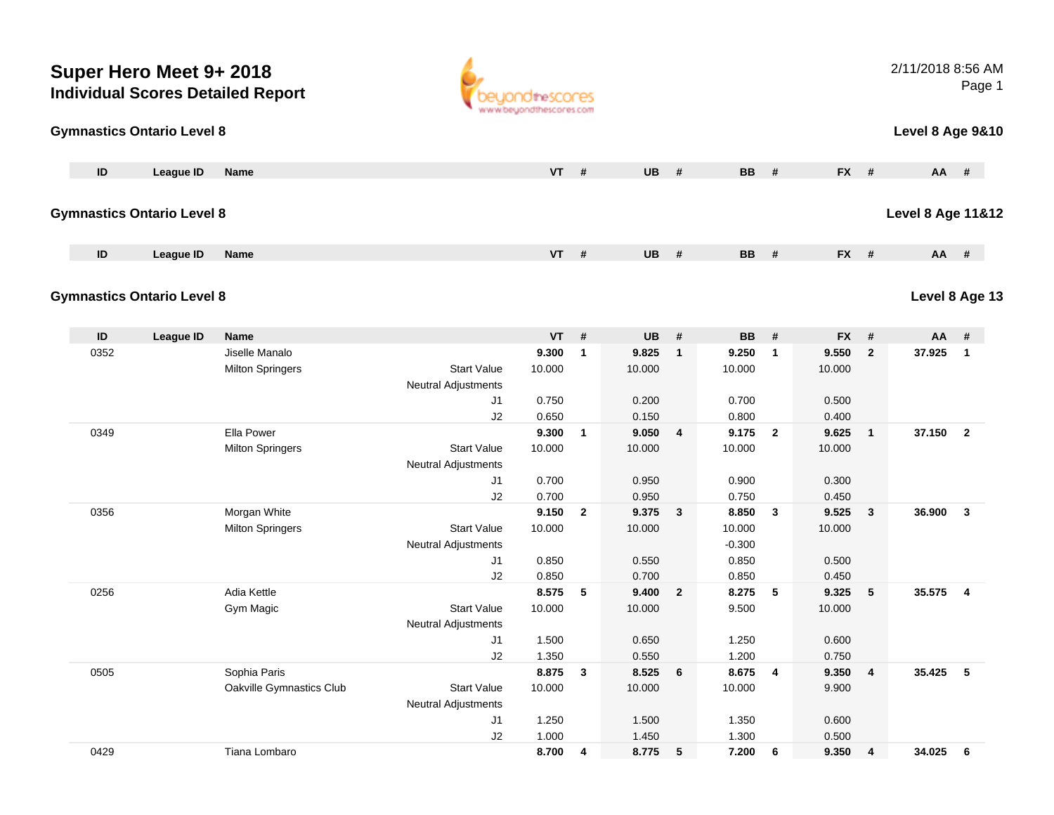# Super Hero Meet 9+ 2018

## Individual Scores Detailed Report

2/11/2018 8:56 AM

### Gymnastics Ontario Level 8 — Level 8 Age 9&10

| ID | League ID | Name | | VT | # | UB | # | BB | # | FX | # | AA | # |
|---|---|---|---|---|---|---|---|---|---|---|---|---|---|

### Gymnastics Ontario Level 8 — Level 8 Age 11&12

| ID | League ID | Name | | VT | # | UB | # | BB | # | FX | # | AA | # |
|---|---|---|---|---|---|---|---|---|---|---|---|---|---|

### Gymnastics Ontario Level 8 — Level 8 Age 13

| ID | League ID | Name | | VT | # | UB | # | BB | # | FX | # | AA | # |
|---|---|---|---|---|---|---|---|---|---|---|---|---|---|
| 0352 | | Jiselle Manalo | | **9.300** | **1** | **9.825** | **1** | **9.250** | **1** | **9.550** | **2** | **37.925** | **1** |
| | | Milton Springers | Start Value | 10.000 | | 10.000 | | 10.000 | | 10.000 | | | |
| | | | Neutral Adjustments | | | | | | | | | | |
| | | | J1 | 0.750 | | 0.200 | | 0.700 | | 0.500 | | | |
| | | | J2 | 0.650 | | 0.150 | | 0.800 | | 0.400 | | | |
| 0349 | | Ella Power | | **9.300** | **1** | **9.050** | **4** | **9.175** | **2** | **9.625** | **1** | **37.150** | **2** |
| | | Milton Springers | Start Value | 10.000 | | 10.000 | | 10.000 | | 10.000 | | | |
| | | | Neutral Adjustments | | | | | | | | | | |
| | | | J1 | 0.700 | | 0.950 | | 0.900 | | 0.300 | | | |
| | | | J2 | 0.700 | | 0.950 | | 0.750 | | 0.450 | | | |
| 0356 | | Morgan White | | **9.150** | **2** | **9.375** | **3** | **8.850** | **3** | **9.525** | **3** | **36.900** | **3** |
| | | Milton Springers | Start Value | 10.000 | | 10.000 | | 10.000 | | 10.000 | | | |
| | | | Neutral Adjustments | | | | | -0.300 | | | | | |
| | | | J1 | 0.850 | | 0.550 | | 0.850 | | 0.500 | | | |
| | | | J2 | 0.850 | | 0.700 | | 0.850 | | 0.450 | | | |
| 0256 | | Adia Kettle | | **8.575** | **5** | **9.400** | **2** | **8.275** | **5** | **9.325** | **5** | **35.575** | **4** |
| | | Gym Magic | Start Value | 10.000 | | 10.000 | | 9.500 | | 10.000 | | | |
| | | | Neutral Adjustments | | | | | | | | | | |
| | | | J1 | 1.500 | | 0.650 | | 1.250 | | 0.600 | | | |
| | | | J2 | 1.350 | | 0.550 | | 1.200 | | 0.750 | | | |
| 0505 | | Sophia Paris | | **8.875** | **3** | **8.525** | **6** | **8.675** | **4** | **9.350** | **4** | **35.425** | **5** |
| | | Oakville Gymnastics Club | Start Value | 10.000 | | 10.000 | | 10.000 | | 9.900 | | | |
| | | | Neutral Adjustments | | | | | | | | | | |
| | | | J1 | 1.250 | | 1.500 | | 1.350 | | 0.600 | | | |
| | | | J2 | 1.000 | | 1.450 | | 1.300 | | 0.500 | | | |
| 0429 | | Tiana Lombaro | | **8.700** | **4** | **8.775** | **5** | **7.200** | **6** | **9.350** | **4** | **34.025** | **6** |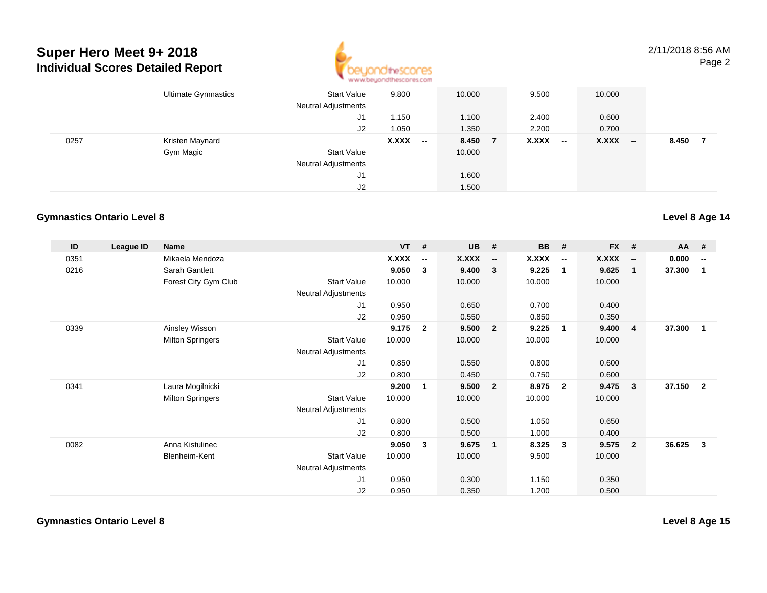| ID | League ID | Name | | VT | # | UB | # | BB | # | FX | # | AA | # |
|---|---|---|---|---|---|---|---|---|---|---|---|---|---|
| | | Ultimate Gymnastics | Start Value | 9.800 | | 10.000 | | 9.500 | | 10.000 | | | |
| | | | Neutral Adjustments | | | | | | | | | | |
| | | | J1 | 1.150 | | 1.100 | | 2.400 | | 0.600 | | | |
| | | | J2 | 1.050 | | 1.350 | | 2.200 | | 0.700 | | | |
| 0257 | | Kristen Maynard | | **X.XXX** | **--** | **8.450** | **7** | **X.XXX** | **--** | **X.XXX** | **--** | **8.450** | **7** |
| | | Gym Magic | Start Value | | | 10.000 | | | | | | | |
| | | | Neutral Adjustments | | | | | | | | | | |
| | | | J1 | | | 1.600 | | | | | | | |
| | | | J2 | | | 1.500 | | | | | | | |

## Gymnastics Ontario Level 8

**Level 8 Age 14**

| ID | League ID | Name | | VT | # | UB | # | BB | # | FX | # | AA | # |
|---|---|---|---|---|---|---|---|---|---|---|---|---|---|
| 0351 | | Mikaela Mendoza | | **X.XXX** | **--** | **X.XXX** | **--** | **X.XXX** | **--** | **X.XXX** | **--** | **0.000** | **--** |
| 0216 | | Sarah Gantlett | | **9.050** | **3** | **9.400** | **3** | **9.225** | **1** | **9.625** | **1** | **37.300** | **1** |
| | | Forest City Gym Club | Start Value | 10.000 | | 10.000 | | 10.000 | | 10.000 | | | |
| | | | Neutral Adjustments | | | | | | | | | | |
| | | | J1 | 0.950 | | 0.650 | | 0.700 | | 0.400 | | | |
| | | | J2 | 0.950 | | 0.550 | | 0.850 | | 0.350 | | | |
| 0339 | | Ainsley Wisson | | **9.175** | **2** | **9.500** | **2** | **9.225** | **1** | **9.400** | **4** | **37.300** | **1** |
| | | Milton Springers | Start Value | 10.000 | | 10.000 | | 10.000 | | 10.000 | | | |
| | | | Neutral Adjustments | | | | | | | | | | |
| | | | J1 | 0.850 | | 0.550 | | 0.800 | | 0.600 | | | |
| | | | J2 | 0.800 | | 0.450 | | 0.750 | | 0.600 | | | |
| 0341 | | Laura Mogilnicki | | **9.200** | **1** | **9.500** | **2** | **8.975** | **2** | **9.475** | **3** | **37.150** | **2** |
| | | Milton Springers | Start Value | 10.000 | | 10.000 | | 10.000 | | 10.000 | | | |
| | | | Neutral Adjustments | | | | | | | | | | |
| | | | J1 | 0.800 | | 0.500 | | 1.050 | | 0.650 | | | |
| | | | J2 | 0.800 | | 0.500 | | 1.000 | | 0.400 | | | |
| 0082 | | Anna Kistulinec | | **9.050** | **3** | **9.675** | **1** | **8.325** | **3** | **9.575** | **2** | **36.625** | **3** |
| | | Blenheim-Kent | Start Value | 10.000 | | 10.000 | | 9.500 | | 10.000 | | | |
| | | | Neutral Adjustments | | | | | | | | | | |
| | | | J1 | 0.950 | | 0.300 | | 1.150 | | 0.350 | | | |
| | | | J2 | 0.950 | | 0.350 | | 1.200 | | 0.500 | | | |

## Gymnastics Ontario Level 8

**Level 8 Age 15**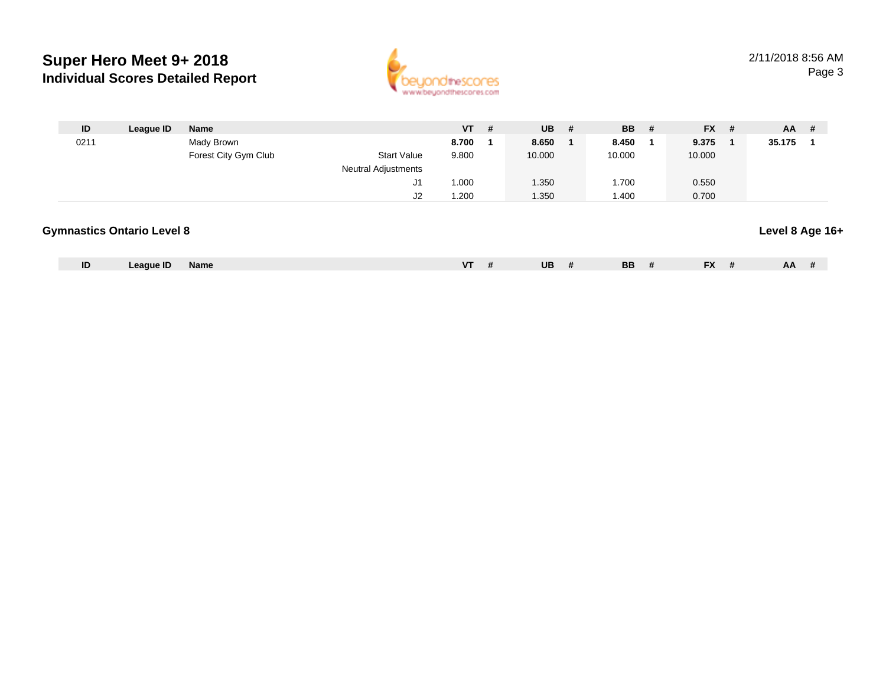# Super Hero Meet 9+ 2018

## Individual Scores Detailed Report

2/11/2018 8:56 AM

| ID | League ID | Name | | VT | # | UB | # | BB | # | FX | # | AA | # |
|---|---|---|---|---|---|---|---|---|---|---|---|---|---|
| 0211 | | Mady Brown | | **8.700** | **1** | **8.650** | **1** | **8.450** | **1** | **9.375** | **1** | **35.175** | **1** |
| | | Forest City Gym Club | Start Value | 9.800 | | 10.000 | | 10.000 | | 10.000 | | | |
| | | | Neutral Adjustments | | | | | | | | | | |
| | | | J1 | 1.000 | | 1.350 | | 1.700 | | 0.550 | | | |
| | | | J2 | 1.200 | | 1.350 | | 1.400 | | 0.700 | | | |

### Gymnastics Ontario Level 8

**Level 8 Age 16+**

| ID | League ID | Name | VT | # | UB | # | BB | # | FX | # | AA | # |
|---|---|---|---|---|---|---|---|---|---|---|---|---|